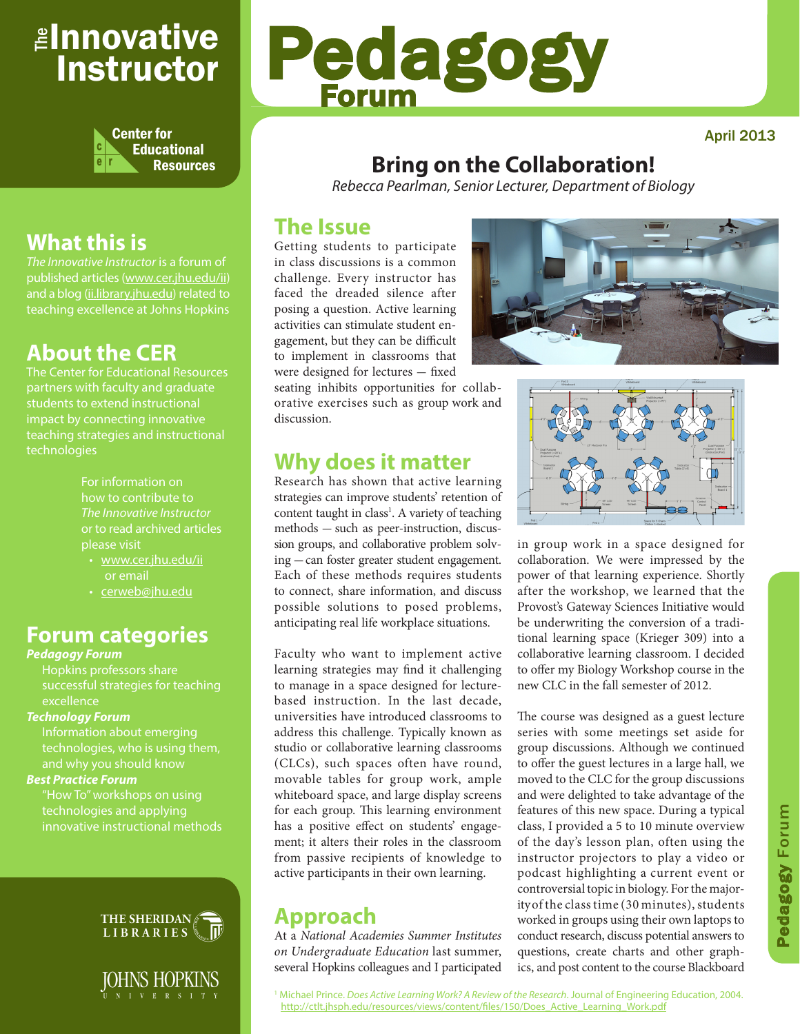# The Innovative Instructor

Center for Educational Resources

## What this is

*The Innovative Instructor* is a forum of published articles (www.cer.jhu.edu/ii) and a blog (ii.library.jhu.edu) related to teaching excellence at Johns Hopkins

## About the CER

The Center for Educational Resources partners with faculty and graduate students to extend instructional impact by connecting innovative teaching strategies and instructional technologies

For information on how to contribute to *The Innovative Instructor* or to read archived articles please visit

- www.cer.jhu.edu/ii or email
- cerweb@jhu.edu

## Forum categories

***Pedagogy Forum***
Hopkins professors share successful strategies for teaching excellence

***Technology Forum***
Information about emerging technologies, who is using them, and why you should know

***Best Practice Forum***
"How To" workshops on using technologies and applying innovative instructional methods

THE SHERIDAN LIBRARIES

JOHNS HOPKINS UNIVERSITY

# Pedagogy Forum

April 2013

# Bring on the Collaboration!

*Rebecca Pearlman, Senior Lecturer, Department of Biology*

## The Issue

Getting students to participate in class discussions is a common challenge. Every instructor has faced the dreaded silence after posing a question. Active learning activities can stimulate student engagement, but they can be difficult to implement in classrooms that were designed for lectures — fixed seating inhibits opportunities for collaborative exercises such as group work and discussion.

## Why does it matter

Research has shown that active learning strategies can improve students' retention of content taught in class[1]. A variety of teaching methods — such as peer-instruction, discussion groups, and collaborative problem solving — can foster greater student engagement. Each of these methods requires students to connect, share information, and discuss possible solutions to posed problems, anticipating real life workplace situations.

Faculty who want to implement active learning strategies may find it challenging to manage in a space designed for lecture-based instruction. In the last decade, universities have introduced classrooms to address this challenge. Typically known as studio or collaborative learning classrooms (CLCs), such spaces often have round, movable tables for group work, ample whiteboard space, and large display screens for each group. This learning environment has a positive effect on students' engagement; it alters their roles in the classroom from passive recipients of knowledge to active participants in their own learning.

## Approach

At a *National Academies Summer Institutes on Undergraduate Education* last summer, several Hopkins colleagues and I participated in group work in a space designed for collaboration. We were impressed by the power of that learning experience. Shortly after the workshop, we learned that the Provost's Gateway Sciences Initiative would be underwriting the conversion of a traditional learning space (Krieger 309) into a collaborative learning classroom. I decided to offer my Biology Workshop course in the new CLC in the fall semester of 2012.

The course was designed as a guest lecture series with some meetings set aside for group discussions. Although we continued to offer the guest lectures in a large hall, we moved to the CLC for the group discussions and were delighted to take advantage of the features of this new space. During a typical class, I provided a 5 to 10 minute overview of the day's lesson plan, often using the instructor projectors to play a video or podcast highlighting a current event or controversial topic in biology. For the majority of the class time (30 minutes), students worked in groups using their own laptops to conduct research, discuss potential answers to questions, create charts and other graphics, and post content to the course Blackboard

[1] Michael Prince. *Does Active Learning Work? A Review of the Research*. Journal of Engineering Education, 2004. http://ctlt.jhsph.edu/resources/views/content/files/150/Does_Active_Learning_Work.pdf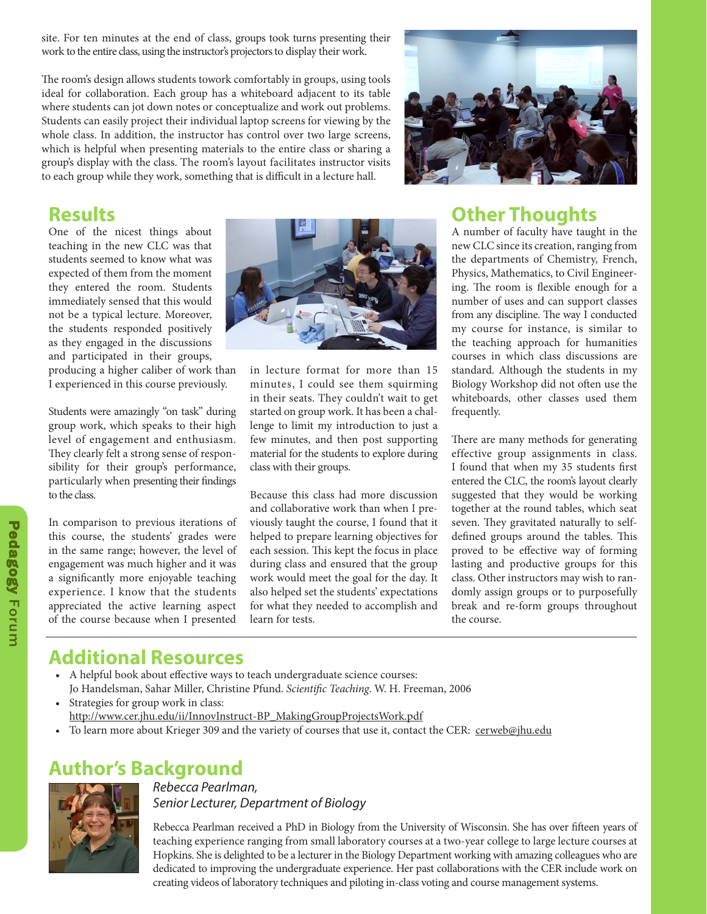site. For ten minutes at the end of class, groups took turns presenting their work to the entire class, using the instructor's projectors to display their work.

The room's design allows students towork comfortably in groups, using tools ideal for collaboration. Each group has a whiteboard adjacent to its table where students can jot down notes or conceptualize and work out problems. Students can easily project their individual laptop screens for viewing by the whole class. In addition, the instructor has control over two large screens, which is helpful when presenting materials to the entire class or sharing a group's display with the class. The room's layout facilitates instructor visits to each group while they work, something that is difficult in a lecture hall.

## Results

One of the nicest things about teaching in the new CLC was that students seemed to know what was expected of them from the moment they entered the room. Students immediately sensed that this would not be a typical lecture. Moreover, the students responded positively as they engaged in the discussions and participated in their groups, producing a higher caliber of work than I experienced in this course previously.

Students were amazingly "on task" during group work, which speaks to their high level of engagement and enthusiasm. They clearly felt a strong sense of responsibility for their group's performance, particularly when presenting their findings to the class.

In comparison to previous iterations of this course, the students' grades were in the same range; however, the level of engagement was much higher and it was a significantly more enjoyable teaching experience. I know that the students appreciated the active learning aspect of the course because when I presented in lecture format for more than 15 minutes, I could see them squirming in their seats. They couldn't wait to get started on group work. It has been a challenge to limit my introduction to just a few minutes, and then post supporting material for the students to explore during class with their groups.

Because this class had more discussion and collaborative work than when I previously taught the course, I found that it helped to prepare learning objectives for each session. This kept the focus in place during class and ensured that the group work would meet the goal for the day. It also helped set the students' expectations for what they needed to accomplish and learn for tests.

## Other Thoughts

A number of faculty have taught in the new CLC since its creation, ranging from the departments of Chemistry, French, Physics, Mathematics, to Civil Engineering. The room is flexible enough for a number of uses and can support classes from any discipline. The way I conducted my course for instance, is similar to the teaching approach for humanities courses in which class discussions are standard. Although the students in my Biology Workshop did not often use the whiteboards, other classes used them frequently.

There are many methods for generating effective group assignments in class. I found that when my 35 students first entered the CLC, the room's layout clearly suggested that they would be working together at the round tables, which seat seven. They gravitated naturally to self-defined groups around the tables. This proved to be effective way of forming lasting and productive groups for this class. Other instructors may wish to randomly assign groups or to purposefully break and re-form groups throughout the course.

## Additional Resources

- A helpful book about effective ways to teach undergraduate science courses:
  Jo Handelsman, Sahar Miller, Christine Pfund. *Scientific Teaching*. W. H. Freeman, 2006
- Strategies for group work in class:
  http://www.cer.jhu.edu/ii/InnovInstruct-BP_MakingGroupProjectsWork.pdf
- To learn more about Krieger 309 and the variety of courses that use it, contact the CER: cerweb@jhu.edu

## Author's Background

*Rebecca Pearlman,*
*Senior Lecturer, Department of Biology*

Rebecca Pearlman received a PhD in Biology from the University of Wisconsin. She has over fifteen years of teaching experience ranging from small laboratory courses at a two-year college to large lecture courses at Hopkins. She is delighted to be a lecturer in the Biology Department working with amazing colleagues who are dedicated to improving the undergraduate experience. Her past collaborations with the CER include work on creating videos of laboratory techniques and piloting in-class voting and course management systems.